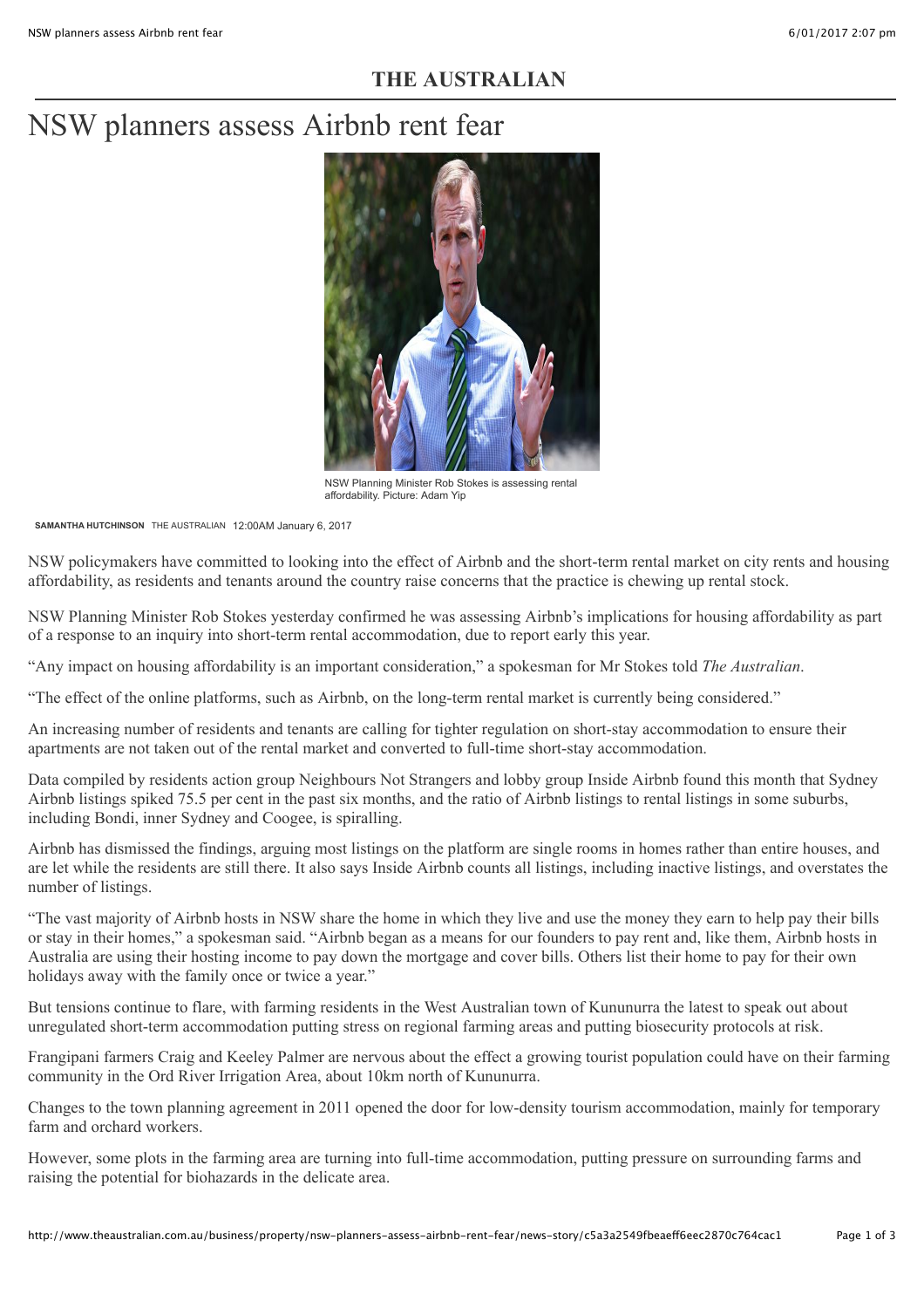THE AUSTRALIAN

# NSW planners assess Airbnb rent fear

NSW Planning Minister Rob Stokes is assessing rental affordability. Picture: Adam Yip

**SAMANTHA HUTCHINSON** THE AUSTRALIAN 12:00AM January 6, 2017

NSW policymakers have committed to looking into the effect of Airbnb and the short-term rental market on city rents and housing affordability, as residents and tenants around the country raise concerns that the practice is chewing up rental stock.

NSW Planning Minister Rob Stokes yesterday confirmed he was assessing Airbnb's implications for housing affordability as part of a response to an inquiry into short-term rental accommodation, due to report early this year.

"Any impact on housing affordability is an important consideration," a spokesman for Mr Stokes told *The Australian*.

"The effect of the online platforms, such as Airbnb, on the long-term rental market is currently being considered."

An increasing number of residents and tenants are calling for tighter regulation on short-stay accommodation to ensure their apartments are not taken out of the rental market and converted to full-time short-stay accommodation.

Data compiled by residents action group Neighbours Not Strangers and lobby group Inside Airbnb found this month that Sydney Airbnb listings spiked 75.5 per cent in the past six months, and the ratio of Airbnb listings to rental listings in some suburbs, including Bondi, inner Sydney and Coogee, is spiralling.

Airbnb has dismissed the findings, arguing most listings on the platform are single rooms in homes rather than entire houses, and are let while the residents are still there. It also says Inside Airbnb counts all listings, including inactive listings, and overstates the number of listings.

"The vast majority of Airbnb hosts in NSW share the home in which they live and use the money they earn to help pay their bills or stay in their homes," a spokesman said. "Airbnb began as a means for our founders to pay rent and, like them, Airbnb hosts in Australia are using their hosting income to pay down the mortgage and cover bills. Others list their home to pay for their own holidays away with the family once or twice a year."

But tensions continue to flare, with farming residents in the West Australian town of Kununurra the latest to speak out about unregulated short-term accommodation putting stress on regional farming areas and putting biosecurity protocols at risk.

Frangipani farmers Craig and Keeley Palmer are nervous about the effect a growing tourist population could have on their farming community in the Ord River Irrigation Area, about 10km north of Kununurra.

Changes to the town planning agreement in 2011 opened the door for low-density tourism accommodation, mainly for temporary farm and orchard workers.

However, some plots in the farming area are turning into full-time accommodation, putting pressure on surrounding farms and raising the potential for biohazards in the delicate area.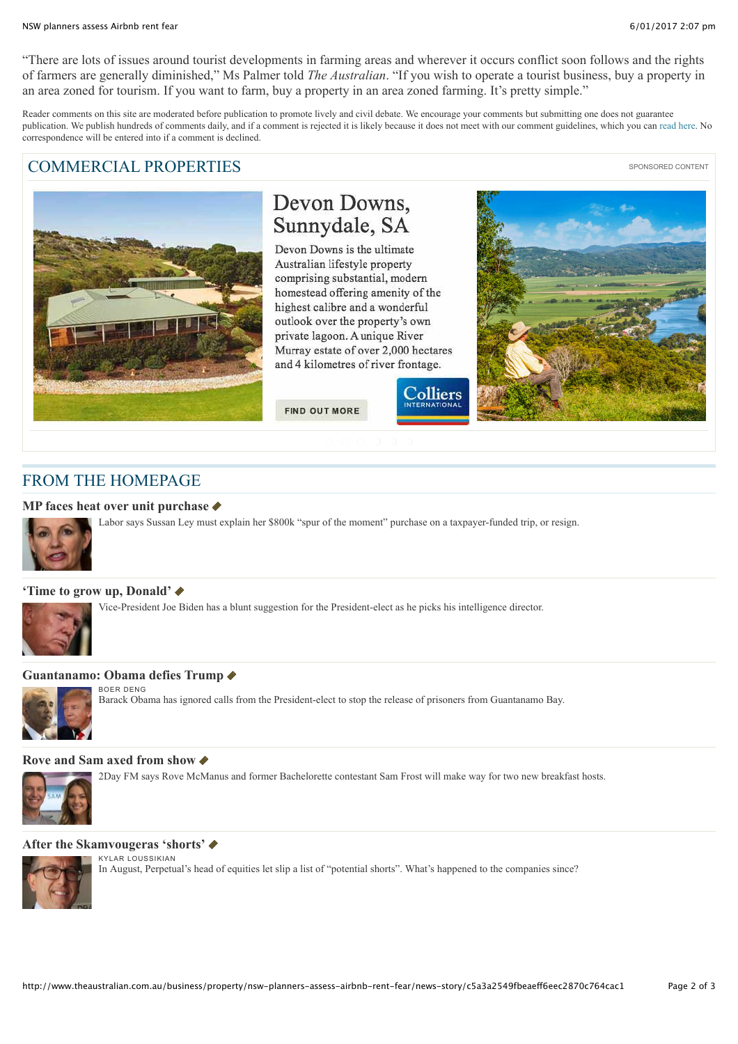"There are lots of issues around tourist developments in farming areas and wherever it occurs conflict soon follows and the rights of farmers are generally diminished," Ms Palmer told *The Australian*. "If you wish to operate a tourist business, buy a property in an area zoned for tourism. If you want to farm, buy a property in an area zoned farming. It's pretty simple."

Reader comments on this site are moderated before publication to promote lively and civil debate. We encourage your comments but submitting one does not guarantee publication. We publish hundreds of comments daily, and if a comment is rejected it is likely because it does not meet with our comment guidelines, which you can read here. No correspondence will be entered into if a comment is declined.

## COMMERCIAL PROPERTIES

SPONSORED CONTENT

### Devon Downs, Sunnydale, SA

Devon Downs is the ultimate Australian lifestyle property comprising substantial, modern homestead offering amenity of the highest calibre and a wonderful outlook over the property's own private lagoon. A unique River Murray estate of over 2,000 hectares and 4 kilometres of river frontage.

FIND OUT MORE

Colliers INTERNATIONAL

## FROM THE HOMEPAGE

### MP faces heat over unit purchase

Labor says Sussan Ley must explain her $800k "spur of the moment" purchase on a taxpayer-funded trip, or resign.

### 'Time to grow up, Donald'

Vice-President Joe Biden has a blunt suggestion for the President-elect as he picks his intelligence director.

### Guantanamo: Obama defies Trump

BOER DENG

Barack Obama has ignored calls from the President-elect to stop the release of prisoners from Guantanamo Bay.

### Rove and Sam axed from show

2Day FM says Rove McManus and former Bachelorette contestant Sam Frost will make way for two new breakfast hosts.

### After the Skamvougeras 'shorts'

KYLAR LOUSSIKIAN

In August, Perpetual's head of equities let slip a list of "potential shorts". What's happened to the companies since?